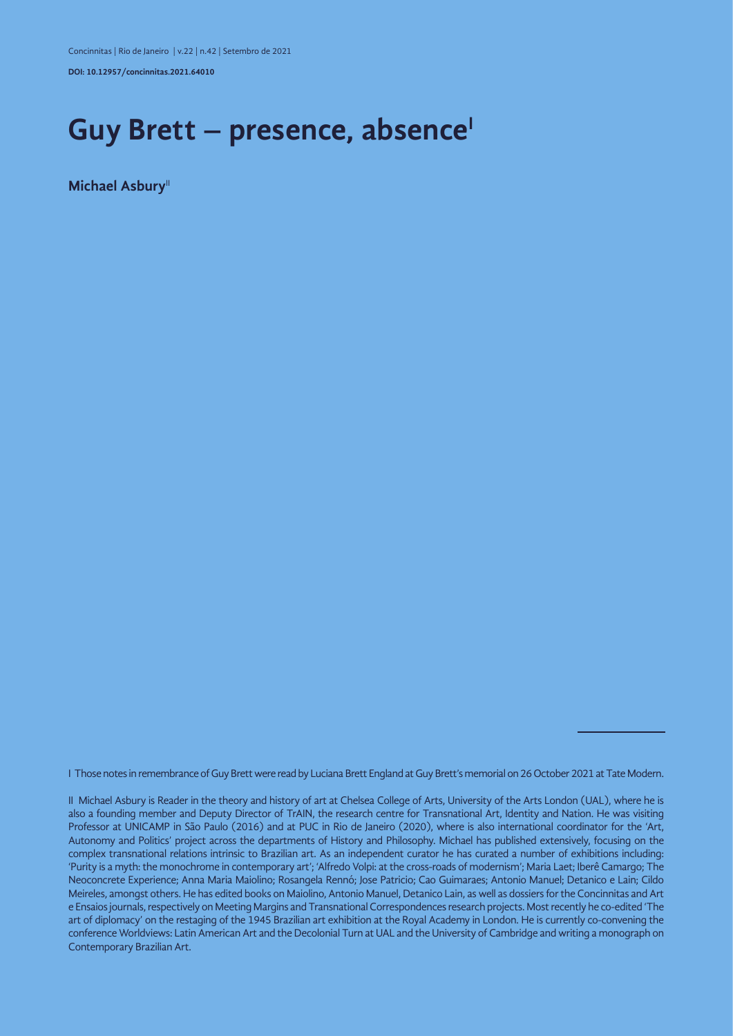# Guy Brett – presence, absence[I]

**Michael Asbury**[II]

I Those notes in remembrance of Guy Brett were read by Luciana Brett England at Guy Brett's memorial on 26 October 2021 at Tate Modern.

II Michael Asbury is Reader in the theory and history of art at Chelsea College of Arts, University of the Arts London (UAL), where he is also a founding member and Deputy Director of TrAIN, the research centre for Transnational Art, Identity and Nation. He was visiting Professor at UNICAMP in São Paulo (2016) and at PUC in Rio de Janeiro (2020), where is also international coordinator for the 'Art, Autonomy and Politics' project across the departments of History and Philosophy. Michael has published extensively, focusing on the complex transnational relations intrinsic to Brazilian art. As an independent curator he has curated a number of exhibitions including: 'Purity is a myth: the monochrome in contemporary art'; 'Alfredo Volpi: at the cross-roads of modernism'; Maria Laet; Iberê Camargo; The Neoconcrete Experience; Anna Maria Maiolino; Rosangela Rennó; Jose Patricio; Cao Guimaraes; Antonio Manuel; Detanico e Lain; Cildo Meireles, amongst others. He has edited books on Maiolino, Antonio Manuel, Detanico Lain, as well as dossiers for the Concinnitas and Art e Ensaios journals, respectively on Meeting Margins and Transnational Correspondences research projects. Most recently he co-edited 'The art of diplomacy' on the restaging of the 1945 Brazilian art exhibition at the Royal Academy in London. He is currently co-convening the conference Worldviews: Latin American Art and the Decolonial Turn at UAL and the University of Cambridge and writing a monograph on Contemporary Brazilian Art.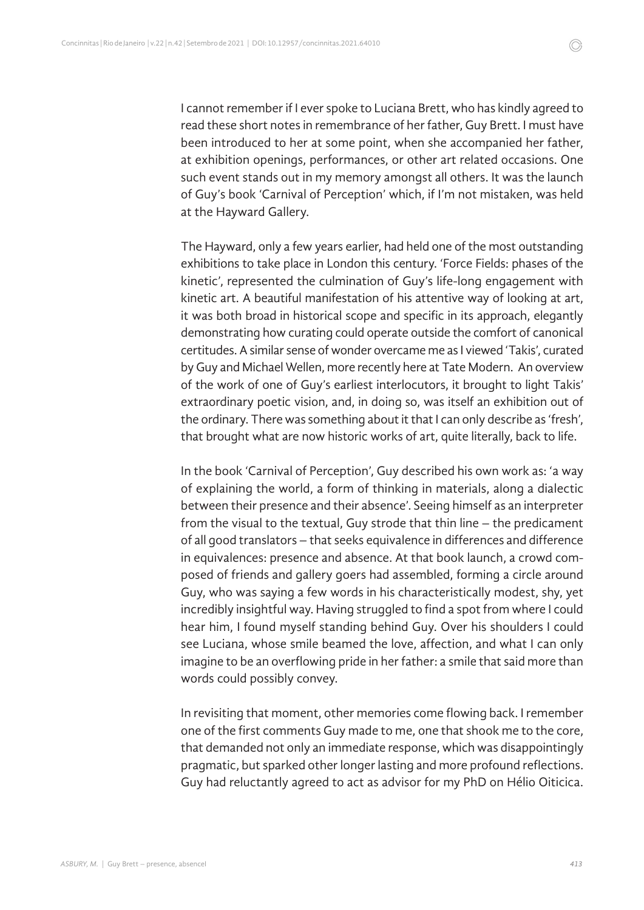I cannot remember if I ever spoke to Luciana Brett, who has kindly agreed to read these short notes in remembrance of her father, Guy Brett. I must have been introduced to her at some point, when she accompanied her father, at exhibition openings, performances, or other art related occasions. One such event stands out in my memory amongst all others. It was the launch of Guy's book 'Carnival of Perception' which, if I'm not mistaken, was held at the Hayward Gallery.

The Hayward, only a few years earlier, had held one of the most outstanding exhibitions to take place in London this century. 'Force Fields: phases of the kinetic', represented the culmination of Guy's life-long engagement with kinetic art. A beautiful manifestation of his attentive way of looking at art, it was both broad in historical scope and specific in its approach, elegantly demonstrating how curating could operate outside the comfort of canonical certitudes. A similar sense of wonder overcame me as I viewed 'Takis', curated by Guy and Michael Wellen, more recently here at Tate Modern. An overview of the work of one of Guy's earliest interlocutors, it brought to light Takis' extraordinary poetic vision, and, in doing so, was itself an exhibition out of the ordinary. There was something about it that I can only describe as 'fresh', that brought what are now historic works of art, quite literally, back to life.

In the book 'Carnival of Perception', Guy described his own work as: 'a way of explaining the world, a form of thinking in materials, along a dialectic between their presence and their absence'. Seeing himself as an interpreter from the visual to the textual, Guy strode that thin line – the predicament of all good translators – that seeks equivalence in differences and difference in equivalences: presence and absence. At that book launch, a crowd composed of friends and gallery goers had assembled, forming a circle around Guy, who was saying a few words in his characteristically modest, shy, yet incredibly insightful way. Having struggled to find a spot from where I could hear him, I found myself standing behind Guy. Over his shoulders I could see Luciana, whose smile beamed the love, affection, and what I can only imagine to be an overflowing pride in her father: a smile that said more than words could possibly convey.

In revisiting that moment, other memories come flowing back. I remember one of the first comments Guy made to me, one that shook me to the core, that demanded not only an immediate response, which was disappointingly pragmatic, but sparked other longer lasting and more profound reflections. Guy had reluctantly agreed to act as advisor for my PhD on Hélio Oiticica.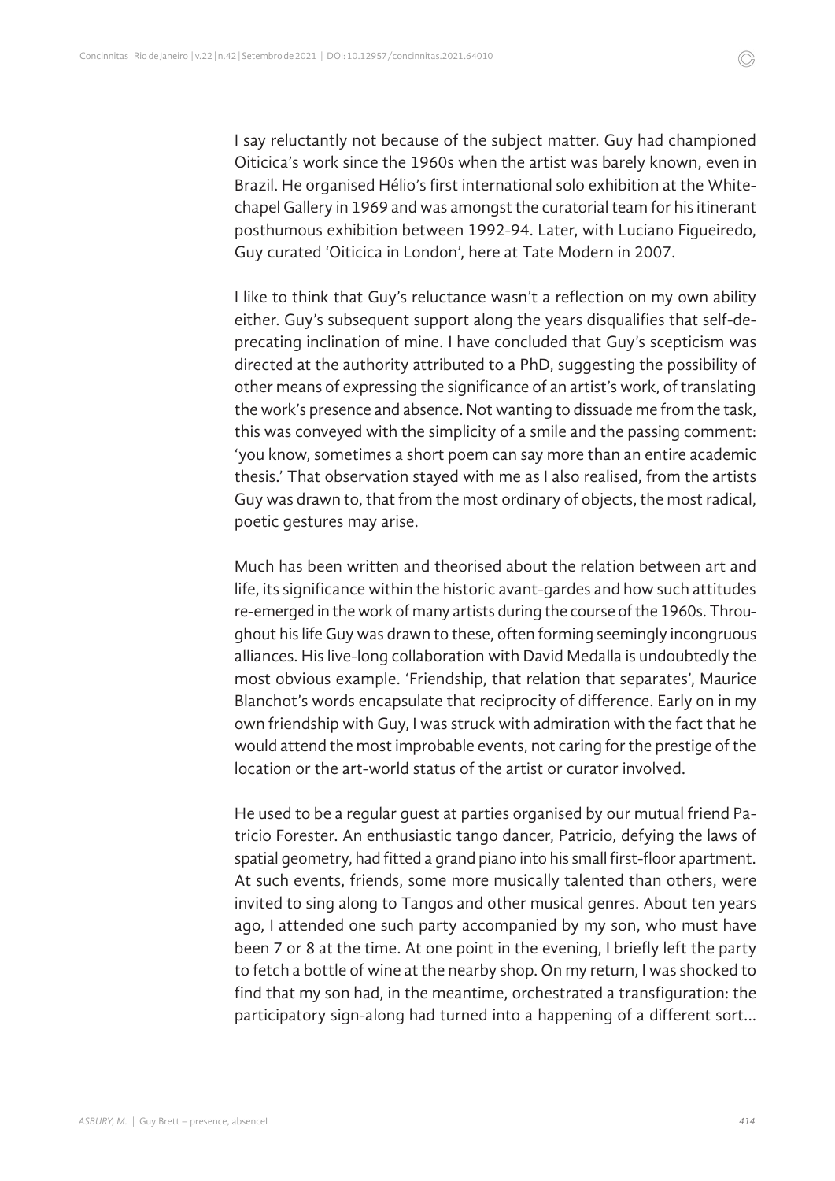I say reluctantly not because of the subject matter. Guy had championed Oiticica's work since the 1960s when the artist was barely known, even in Brazil. He organised Hélio's first international solo exhibition at the Whitechapel Gallery in 1969 and was amongst the curatorial team for his itinerant posthumous exhibition between 1992-94. Later, with Luciano Figueiredo, Guy curated 'Oiticica in London', here at Tate Modern in 2007.

I like to think that Guy's reluctance wasn't a reflection on my own ability either. Guy's subsequent support along the years disqualifies that self-deprecating inclination of mine. I have concluded that Guy's scepticism was directed at the authority attributed to a PhD, suggesting the possibility of other means of expressing the significance of an artist's work, of translating the work's presence and absence. Not wanting to dissuade me from the task, this was conveyed with the simplicity of a smile and the passing comment: 'you know, sometimes a short poem can say more than an entire academic thesis.' That observation stayed with me as I also realised, from the artists Guy was drawn to, that from the most ordinary of objects, the most radical, poetic gestures may arise.

Much has been written and theorised about the relation between art and life, its significance within the historic avant-gardes and how such attitudes re-emerged in the work of many artists during the course of the 1960s. Throughout his life Guy was drawn to these, often forming seemingly incongruous alliances. His live-long collaboration with David Medalla is undoubtedly the most obvious example. 'Friendship, that relation that separates', Maurice Blanchot's words encapsulate that reciprocity of difference. Early on in my own friendship with Guy, I was struck with admiration with the fact that he would attend the most improbable events, not caring for the prestige of the location or the art-world status of the artist or curator involved.

He used to be a regular guest at parties organised by our mutual friend Patricio Forester. An enthusiastic tango dancer, Patricio, defying the laws of spatial geometry, had fitted a grand piano into his small first-floor apartment. At such events, friends, some more musically talented than others, were invited to sing along to Tangos and other musical genres. About ten years ago, I attended one such party accompanied by my son, who must have been 7 or 8 at the time. At one point in the evening, I briefly left the party to fetch a bottle of wine at the nearby shop. On my return, I was shocked to find that my son had, in the meantime, orchestrated a transfiguration: the participatory sign-along had turned into a happening of a different sort...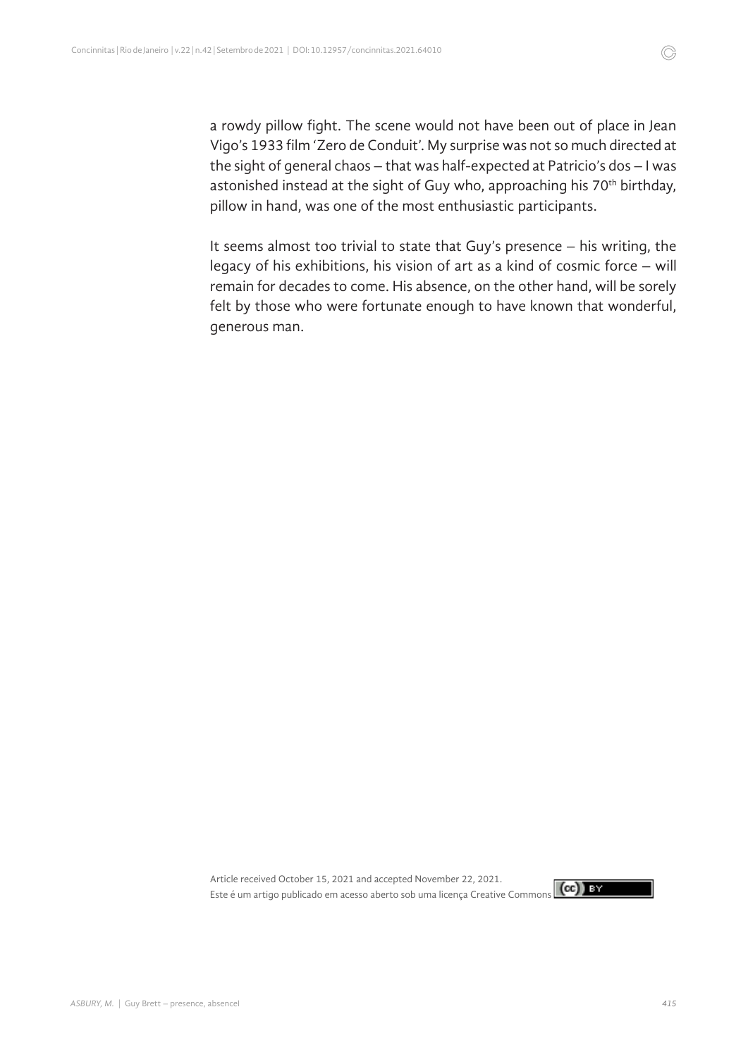a rowdy pillow fight. The scene would not have been out of place in Jean Vigo's 1933 film 'Zero de Conduit'. My surprise was not so much directed at the sight of general chaos – that was half-expected at Patricio's dos – I was astonished instead at the sight of Guy who, approaching his 70th birthday, pillow in hand, was one of the most enthusiastic participants.

It seems almost too trivial to state that Guy's presence – his writing, the legacy of his exhibitions, his vision of art as a kind of cosmic force – will remain for decades to come. His absence, on the other hand, will be sorely felt by those who were fortunate enough to have known that wonderful, generous man.

Article received October 15, 2021 and accepted November 22, 2021.
Este é um artigo publicado em acesso aberto sob uma licença Creative Commons (cc) BY